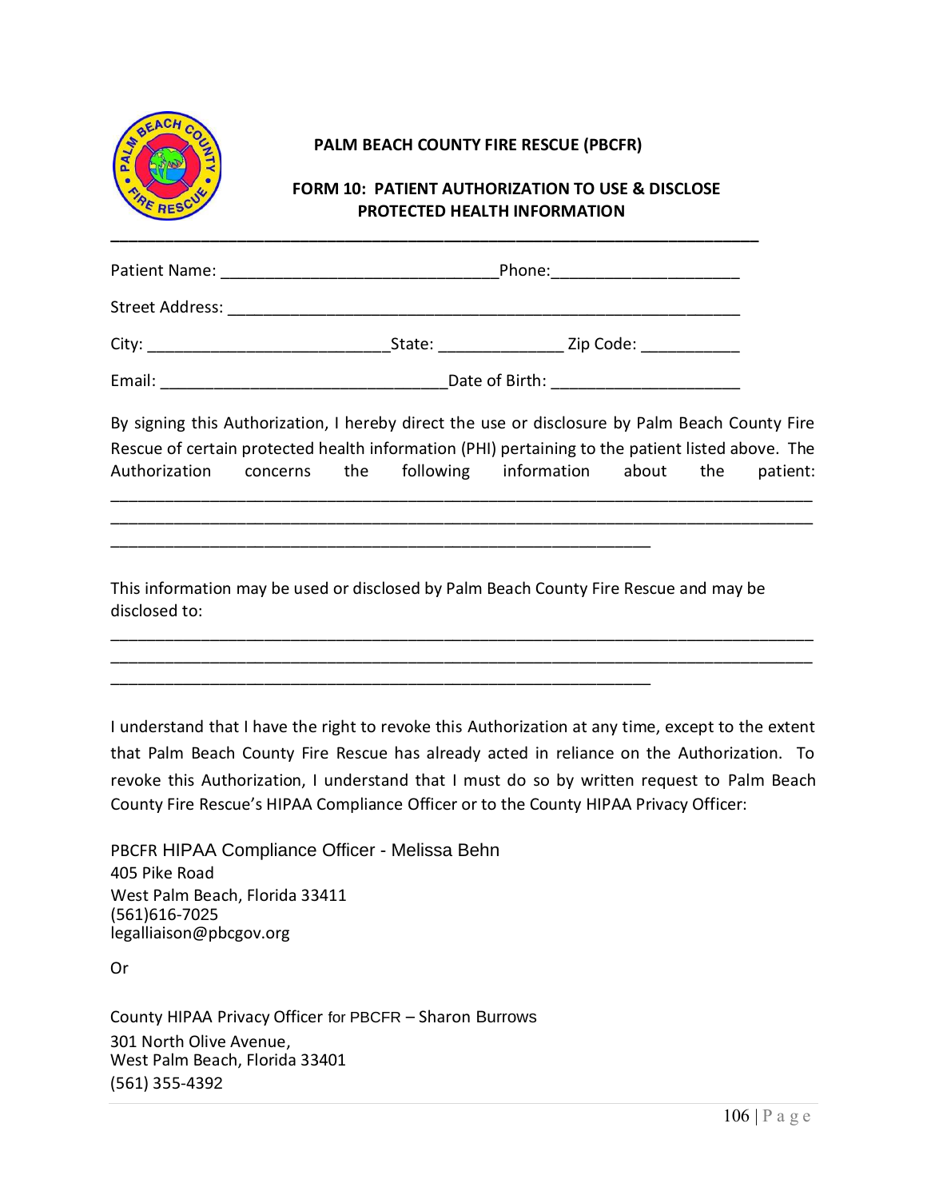**PALM BEACH COUNTY FIRE RESCUE (PBCFR)**

**FORM 10: PATIENT AUTHORIZATION TO USE & DISCLOSE PROTECTED HEALTH INFORMATION**

---

Patient Name: ______________________________Phone:____________________

Street Address: _______________________________________________________

City: __________________________State: _____________ Zip Code: ___________

Email: _______________________________Date of Birth: ____________________

By signing this Authorization, I hereby direct the use or disclosure by Palm Beach County Fire Rescue of certain protected health information (PHI) pertaining to the patient listed above. The Authorization concerns the following information about the patient: ______________________________________________________________________________
______________________________________________________________________________
____________________________________________________________

This information may be used or disclosed by Palm Beach County Fire Rescue and may be disclosed to:
______________________________________________________________________________
______________________________________________________________________________
____________________________________________________________

I understand that I have the right to revoke this Authorization at any time, except to the extent that Palm Beach County Fire Rescue has already acted in reliance on the Authorization. To revoke this Authorization, I understand that I must do so by written request to Palm Beach County Fire Rescue's HIPAA Compliance Officer or to the County HIPAA Privacy Officer:

PBCFR HIPAA Compliance Officer - Melissa Behn
405 Pike Road
West Palm Beach, Florida 33411
(561)616-7025
legalliaison@pbcgov.org

Or

County HIPAA Privacy Officer for PBCFR – Sharon Burrows
301 North Olive Avenue,
West Palm Beach, Florida 33401
(561) 355-4392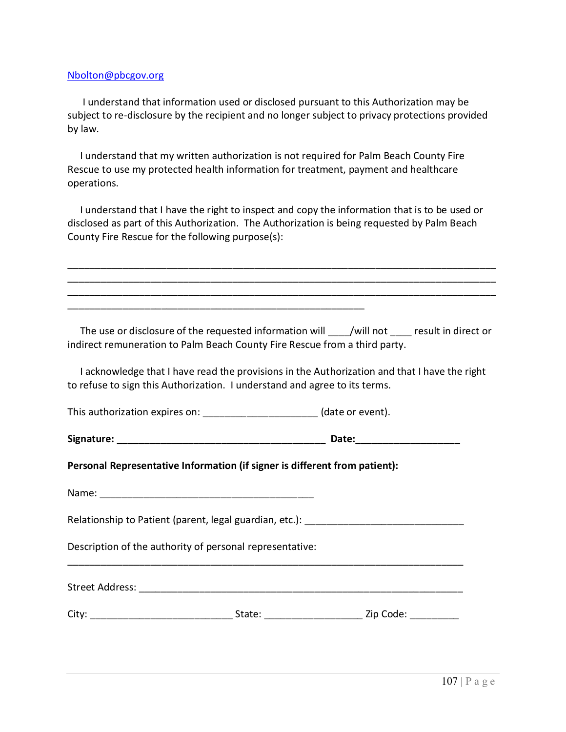Nbolton@pbcgov.org

I understand that information used or disclosed pursuant to this Authorization may be subject to re-disclosure by the recipient and no longer subject to privacy protections provided by law.

I understand that my written authorization is not required for Palm Beach County Fire Rescue to use my protected health information for treatment, payment and healthcare operations.

I understand that I have the right to inspect and copy the information that is to be used or disclosed as part of this Authorization. The Authorization is being requested by Palm Beach County Fire Rescue for the following purpose(s):

________________________________________________________________________________
________________________________________________________________________________
________________________________________________________________________________
_______________________________________________________

The use or disclosure of the requested information will ____/will not ____ result in direct or indirect remuneration to Palm Beach County Fire Rescue from a third party.

I acknowledge that I have read the provisions in the Authorization and that I have the right to refuse to sign this Authorization. I understand and agree to its terms.

This authorization expires on: _____________________ (date or event).

**Signature: _______________________________________ Date:___________________**

**Personal Representative Information (if signer is different from patient):**

Name: ________________________________________

Relationship to Patient (parent, legal guardian, etc.): _____________________________

Description of the authority of personal representative:

__________________________________________________________________________

Street Address: ____________________________________________________________

City: __________________________ State: __________________ Zip Code: _________